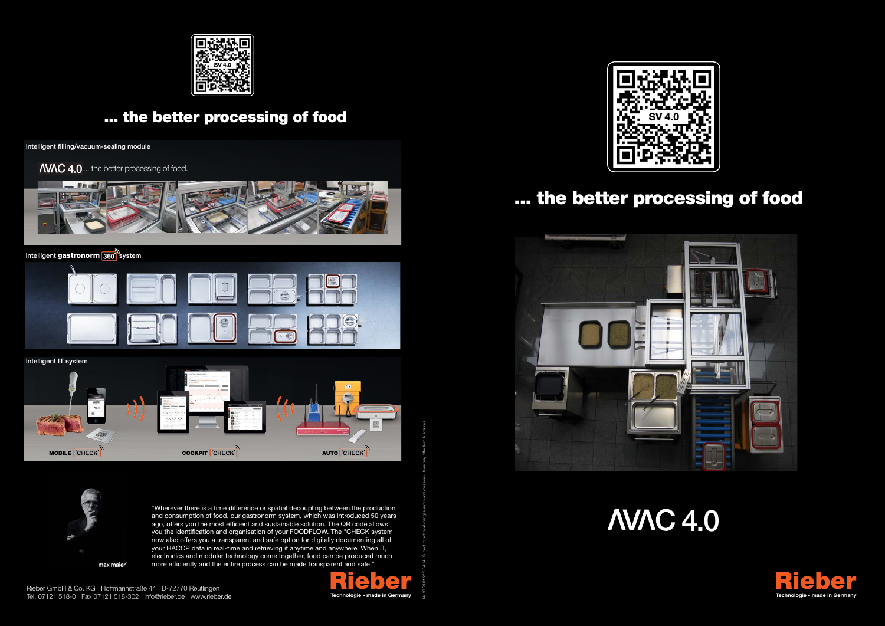## ... the better processing of food

Intelligent filling/vacuum-sealing module

AVAC 4.0 ... the better processing of food.

Intelligent **gastronorm** 360° system

Intelligent IT system

MOBILE °CHECK · COCKPIT °CHECK · AUTO °CHECK

"Wherever there is a time difference or spatial decoupling between the production and consumption of food, our gastronorm system, which was introduced 50 years ago, offers you the most efficient and sustainable solution. The QR code allows you the identification and organisation of your FOODFLOW. The °CHECK system now also offers you a transparent and safe option for digitally documenting all of your HACCP data in real-time and retrieving it anytime and anywhere. When IT, electronics and modular technology come together, food can be produced much more efficiently and the entire process can be made transparent and safe."

max maier

Rieber GmbH & Co. KG Hoffmannstraße 44 D-72770 Reutlingen
Tel. 07121 518-0 Fax 07121 518-302 info@rieber.de www.rieber.de

**Rieber**
Technologie - made in Germany

Subject to technical changes, errors and omissions. Items may differ from illustrations.

## ... the better processing of food

# AVAC 4.0

**Rieber**
Technologie - made in Germany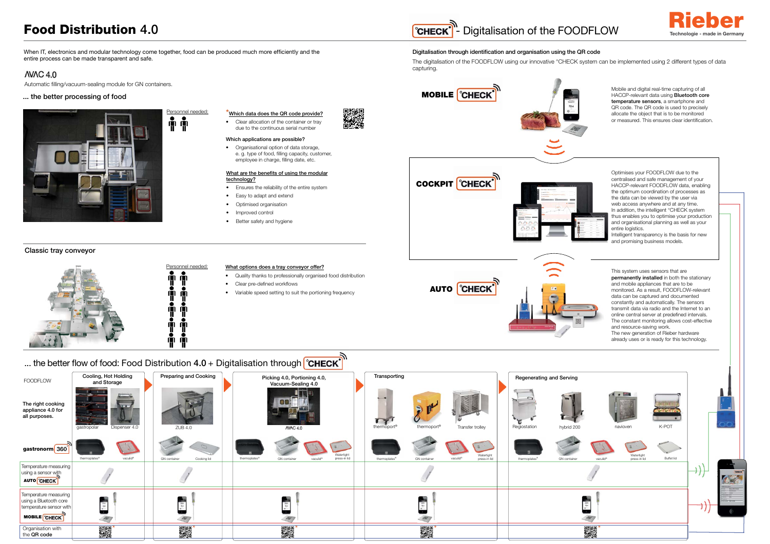# Food Distribution 4.0

When IT, electronics and modular technology come together, food can be produced much more efficiently and the entire process can be made transparent and safe.

## VAC 4.0

Automatic filling/vacuum-sealing module for GN containers.

### ... the better processing of food

Personnel needed:

*Which data does the QR code provide?

- Clear allocation of the container or tray due to the continuous serial number

Which applications are possible?

- Organisational option of data storage, e. g. type of food, filling capacity, customer, employee in charge, filling date, etc.

What are the benefits of using the modular technology?

- Ensures the reliability of the entire system
- Easy to adapt and extend
- Optimised organisation
- Improved control
- Better safety and hygiene

### Classic tray conveyor

Personnel needed:

What options does a tray conveyor offer?

- Quality thanks to professionally organised food distribution
- Clear pre-defined workflows
- Variable speed setting to suit the portioning frequency

# °CHECK - Digitalisation of the FOODFLOW

**Rieber**
Technologie - made in Germany

### Digitalisation through identification and organisation using the QR code

The digitalisation of the FOODFLOW using our innovative °CHECK system can be implemented using 2 different types of data capturing.

**MOBILE °CHECK**

Mobile and digital real-time capturing of all HACCP-relevant data using **Bluetooth core temperature sensors**, a smartphone and QR code. The QR code is used to precisely allocate the object that is to be monitored or measured. This ensures clear identification.

**COCKPIT °CHECK**

Optimises your FOODFLOW due to the centralised and safe management of your HACCP-relevant FOODFLOW data, enabling the optimum coordination of processes as the data can be viewed by the user via web access anywhere and at any time. In addition, the intelligent °CHECK system thus enables you to optimise your production and organisational planning as well as your entire logistics. Intelligent transparency is the basis for new and promising business models.

**AUTO °CHECK**

This system uses sensors that are **permanently installed** in both the stationary and mobile appliances that are to be monitored. As a result, FOODFLOW-relevant data can be captured and documented constantly and automatically. The sensors transmit data via radio and the Internet to an online central server at predefined intervals. The constant monitoring allows cost-effective and resource-saving work. The new generation of Rieber hardware already uses or is ready for this technology.

## ... the better flow of food: Food Distribution **4.0** + Digitalisation through °CHECK

| FOODFLOW | Cooling, Hot Holding and Storage | Preparing and Cooking | Picking 4.0, Portioning 4.0, Vacuum-Sealing 4.0 | Transporting | Regenerating and Serving |
|---|---|---|---|---|---|
| The right cooking appliance 4.0 for all purposes. | gastropolar, Dispenser 4.0 | ZUB 4.0 | VAC 4.0 | thermoport®, thermoport®, Transfer trolley | Regiostation, hybrid 200, navioven, K-POT |
| gastronorm 360° | thermoplates®, vaculid® | GN container, Cooking lid | thermoplates®, GN container, vaculid®, Watertight press-in lid | thermoplates®, GN container, vaculid®, Watertight press-in lid | thermoplates®, GN container, vaculid®, Watertight press-in lid, Buffet lid |
| Temperature measuring using a sensor with AUTO °CHECK | | | | | |
| Temperature measuring using a Bluetooth core temperature sensor with MOBILE °CHECK | | | | | |
| Organisation with the QR code | * | * | * | * | * |